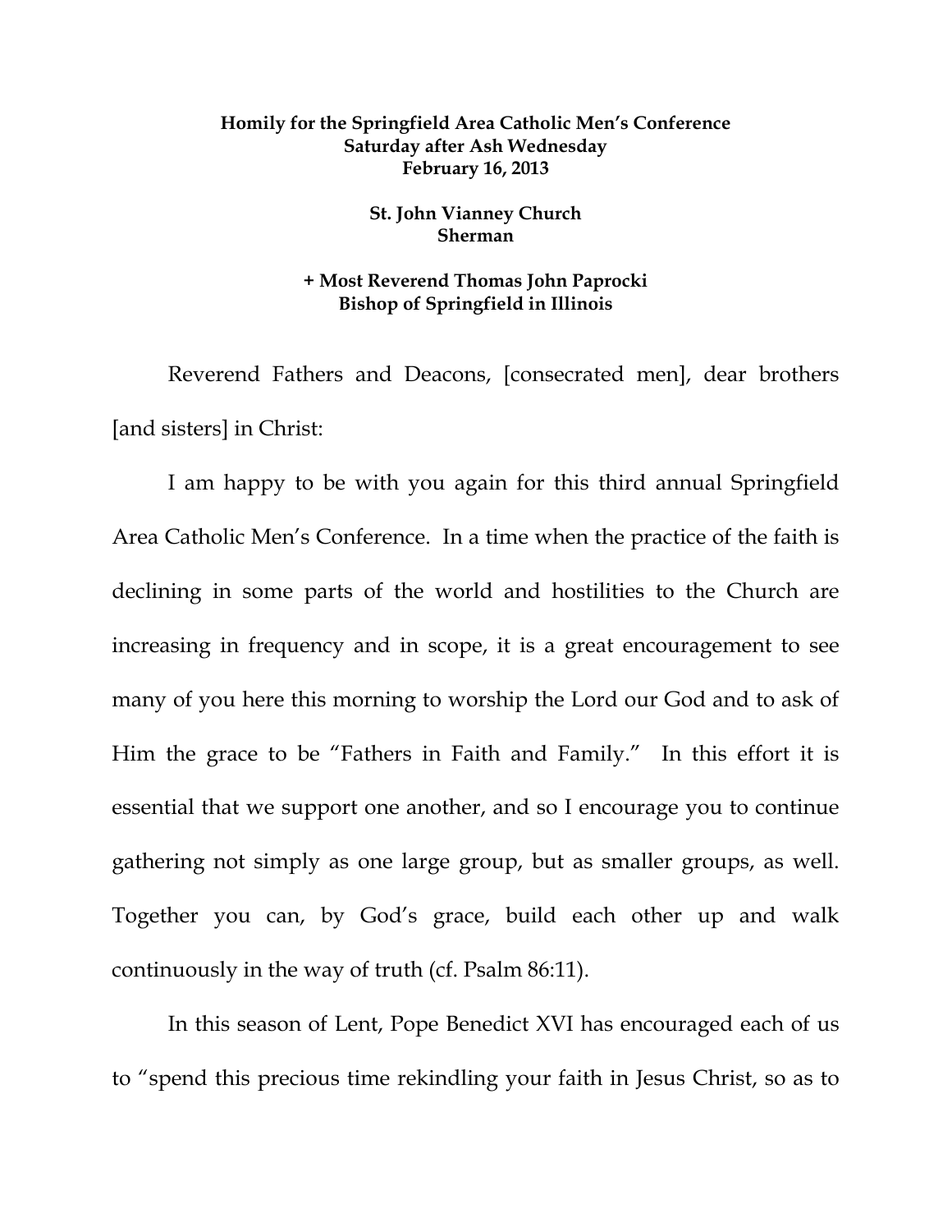**Homily for the Springfield Area Catholic Men's Conference**
**Saturday after Ash Wednesday**
**February 16, 2013**

**St. John Vianney Church**
**Sherman**

**+ Most Reverend Thomas John Paprocki**
**Bishop of Springfield in Illinois**

Reverend Fathers and Deacons, [consecrated men], dear brothers [and sisters] in Christ:

I am happy to be with you again for this third annual Springfield Area Catholic Men's Conference. In a time when the practice of the faith is declining in some parts of the world and hostilities to the Church are increasing in frequency and in scope, it is a great encouragement to see many of you here this morning to worship the Lord our God and to ask of Him the grace to be "Fathers in Faith and Family." In this effort it is essential that we support one another, and so I encourage you to continue gathering not simply as one large group, but as smaller groups, as well. Together you can, by God's grace, build each other up and walk continuously in the way of truth (cf. Psalm 86:11).

In this season of Lent, Pope Benedict XVI has encouraged each of us to "spend this precious time rekindling your faith in Jesus Christ, so as to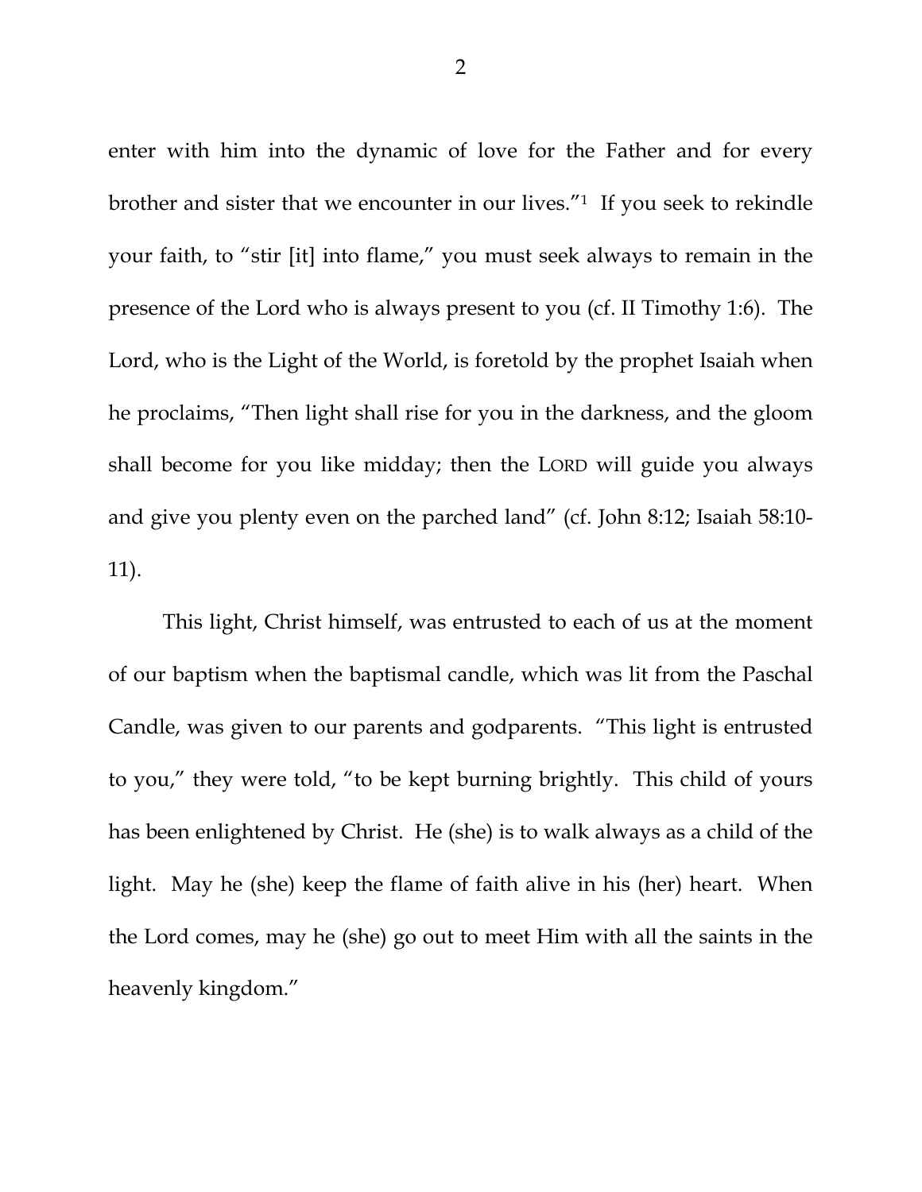enter with him into the dynamic of love for the Father and for every brother and sister that we encounter in our lives."[1] If you seek to rekindle your faith, to "stir [it] into flame," you must seek always to remain in the presence of the Lord who is always present to you (cf. II Timothy 1:6). The Lord, who is the Light of the World, is foretold by the prophet Isaiah when he proclaims, "Then light shall rise for you in the darkness, and the gloom shall become for you like midday; then the LORD will guide you always and give you plenty even on the parched land" (cf. John 8:12; Isaiah 58:10-11).

This light, Christ himself, was entrusted to each of us at the moment of our baptism when the baptismal candle, which was lit from the Paschal Candle, was given to our parents and godparents. "This light is entrusted to you," they were told, "to be kept burning brightly. This child of yours has been enlightened by Christ. He (she) is to walk always as a child of the light. May he (she) keep the flame of faith alive in his (her) heart. When the Lord comes, may he (she) go out to meet Him with all the saints in the heavenly kingdom."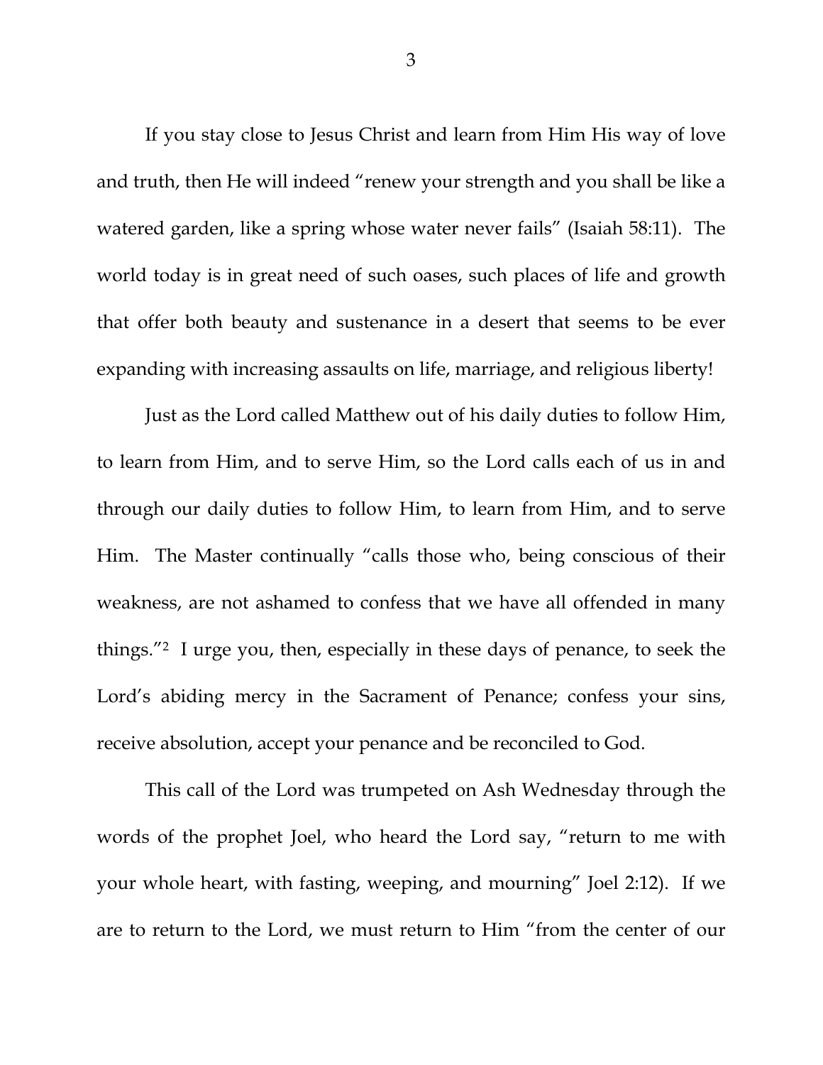If you stay close to Jesus Christ and learn from Him His way of love and truth, then He will indeed "renew your strength and you shall be like a watered garden, like a spring whose water never fails" (Isaiah 58:11). The world today is in great need of such oases, such places of life and growth that offer both beauty and sustenance in a desert that seems to be ever expanding with increasing assaults on life, marriage, and religious liberty!

Just as the Lord called Matthew out of his daily duties to follow Him, to learn from Him, and to serve Him, so the Lord calls each of us in and through our daily duties to follow Him, to learn from Him, and to serve Him. The Master continually "calls those who, being conscious of their weakness, are not ashamed to confess that we have all offended in many things."[2] I urge you, then, especially in these days of penance, to seek the Lord's abiding mercy in the Sacrament of Penance; confess your sins, receive absolution, accept your penance and be reconciled to God.

This call of the Lord was trumpeted on Ash Wednesday through the words of the prophet Joel, who heard the Lord say, "return to me with your whole heart, with fasting, weeping, and mourning" Joel 2:12). If we are to return to the Lord, we must return to Him "from the center of our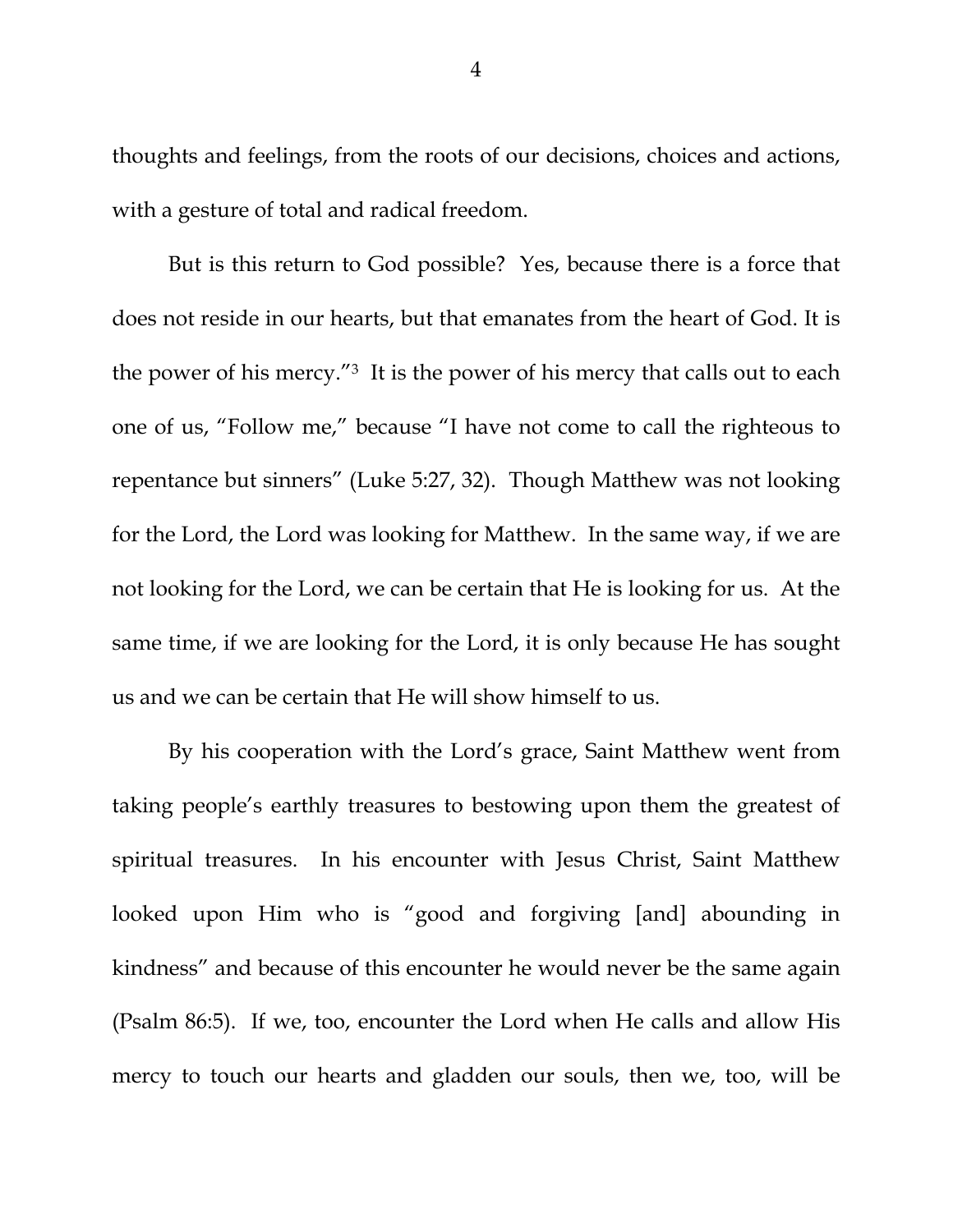thoughts and feelings, from the roots of our decisions, choices and actions, with a gesture of total and radical freedom.

But is this return to God possible? Yes, because there is a force that does not reside in our hearts, but that emanates from the heart of God. It is the power of his mercy."[3] It is the power of his mercy that calls out to each one of us, "Follow me," because "I have not come to call the righteous to repentance but sinners" (Luke 5:27, 32). Though Matthew was not looking for the Lord, the Lord was looking for Matthew. In the same way, if we are not looking for the Lord, we can be certain that He is looking for us. At the same time, if we are looking for the Lord, it is only because He has sought us and we can be certain that He will show himself to us.

By his cooperation with the Lord's grace, Saint Matthew went from taking people's earthly treasures to bestowing upon them the greatest of spiritual treasures. In his encounter with Jesus Christ, Saint Matthew looked upon Him who is "good and forgiving [and] abounding in kindness" and because of this encounter he would never be the same again (Psalm 86:5). If we, too, encounter the Lord when He calls and allow His mercy to touch our hearts and gladden our souls, then we, too, will be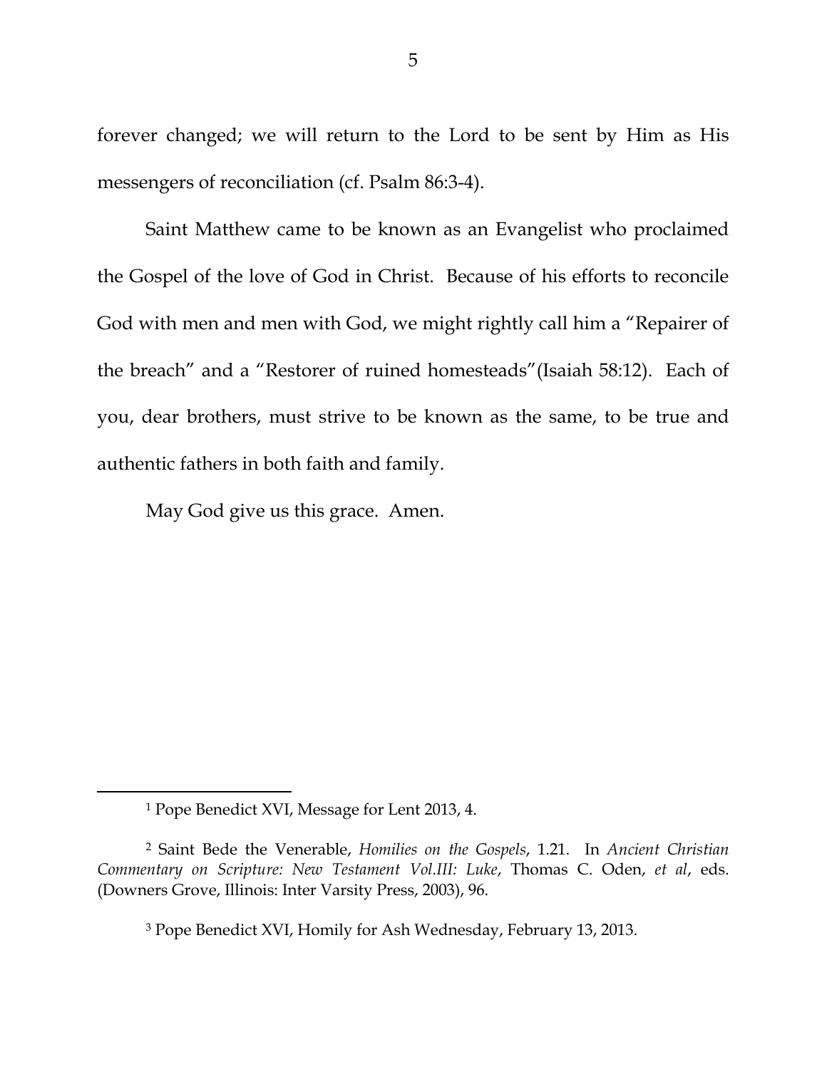forever changed; we will return to the Lord to be sent by Him as His messengers of reconciliation (cf. Psalm 86:3-4).

Saint Matthew came to be known as an Evangelist who proclaimed the Gospel of the love of God in Christ. Because of his efforts to reconcile God with men and men with God, we might rightly call him a "Repairer of the breach" and a "Restorer of ruined homesteads"(Isaiah 58:12). Each of you, dear brothers, must strive to be known as the same, to be true and authentic fathers in both faith and family.

May God give us this grace. Amen.

---

[1] Pope Benedict XVI, Message for Lent 2013, 4.

[2] Saint Bede the Venerable, *Homilies on the Gospels*, 1.21. In *Ancient Christian Commentary on Scripture: New Testament Vol.III: Luke*, Thomas C. Oden, *et al*, eds. (Downers Grove, Illinois: Inter Varsity Press, 2003), 96.

[3] Pope Benedict XVI, Homily for Ash Wednesday, February 13, 2013.